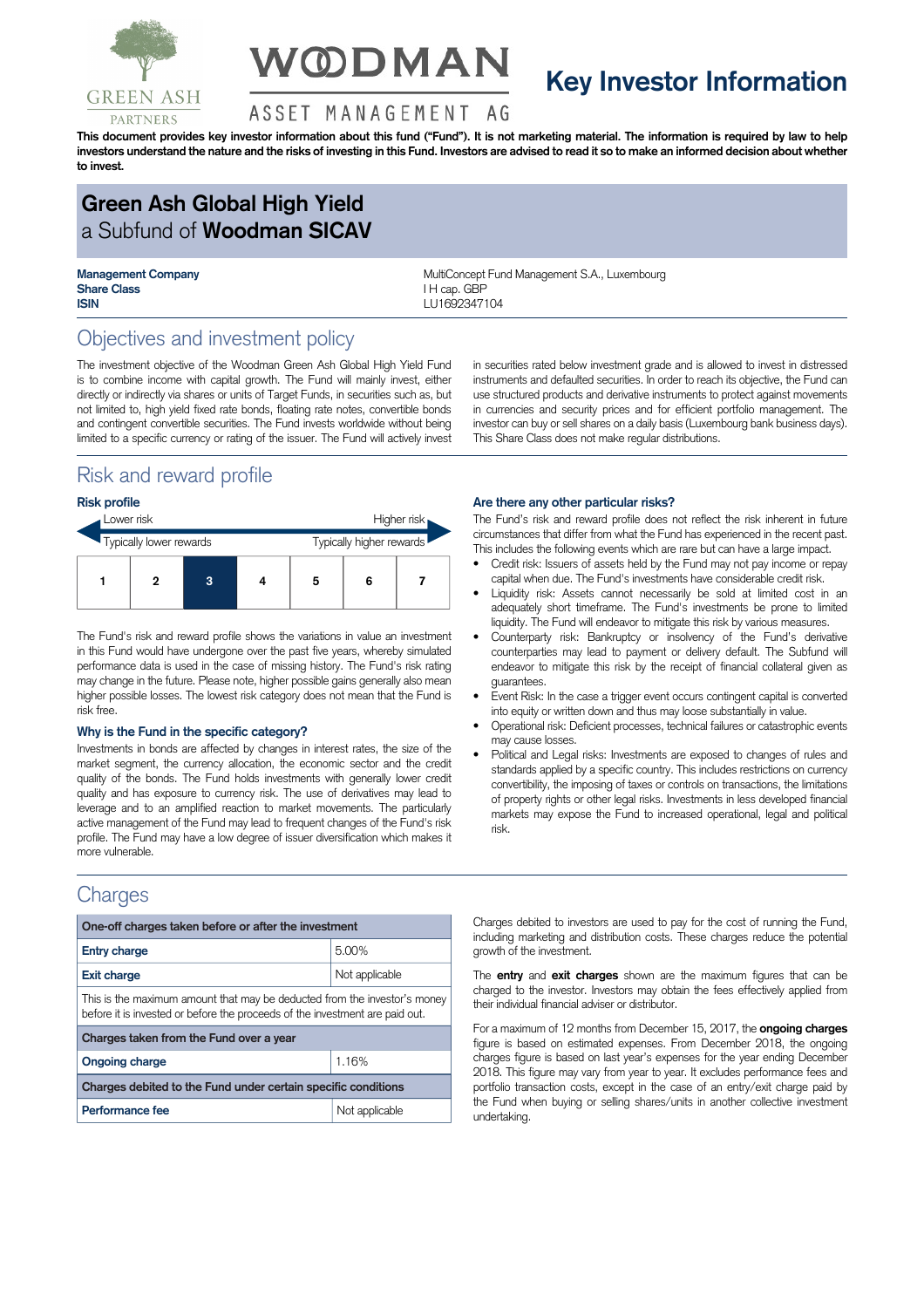# Key Investor Information

**This document provides key investor information about this fund ("Fund"). It is not marketing material. The information is required by law to help investors understand the nature and the risks of investing in this Fund. Investors are advised to read it so to make an informed decision about whether to invest.**

## Green Ash Global High Yield
a Subfund of **Woodman SICAV**

| | |
|---|---|
| **Management Company** | MultiConcept Fund Management S.A., Luxembourg |
| **Share Class** | I H cap. GBP |
| **ISIN** | LU1692347104 |

## Objectives and investment policy

The investment objective of the Woodman Green Ash Global High Yield Fund is to combine income with capital growth. The Fund will mainly invest, either directly or indirectly via shares or units of Target Funds, in securities such as, but not limited to, high yield fixed rate bonds, floating rate notes, convertible bonds and contingent convertible securities. The Fund invests worldwide without being limited to a specific currency or rating of the issuer. The Fund will actively invest in securities rated below investment grade and is allowed to invest in distressed instruments and defaulted securities. In order to reach its objective, the Fund can use structured products and derivative instruments to protect against movements in currencies and security prices and for efficient portfolio management. The investor can buy or sell shares on a daily basis (Luxembourg bank business days). This Share Class does not make regular distributions.

## Risk and reward profile

### Risk profile

Lower risk — Higher risk

Typically lower rewards — Typically higher rewards

| 1 | 2 | **3** | 4 | 5 | 6 | 7 |
|---|---|---|---|---|---|---|

The Fund's risk and reward profile shows the variations in value an investment in this Fund would have undergone over the past five years, whereby simulated performance data is used in the case of missing history. The Fund's risk rating may change in the future. Please note, higher possible gains generally also mean higher possible losses. The lowest risk category does not mean that the Fund is risk free.

### Why is the Fund in the specific category?

Investments in bonds are affected by changes in interest rates, the size of the market segment, the currency allocation, the economic sector and the credit quality of the bonds. The Fund holds investments with generally lower credit quality and has exposure to currency risk. The use of derivatives may lead to leverage and to an amplified reaction to market movements. The particularly active management of the Fund may lead to frequent changes of the Fund's risk profile. The Fund may have a low degree of issuer diversification which makes it more vulnerable.

### Are there any other particular risks?

The Fund's risk and reward profile does not reflect the risk inherent in future circumstances that differ from what the Fund has experienced in the recent past. This includes the following events which are rare but can have a large impact.

- Credit risk: Issuers of assets held by the Fund may not pay income or repay capital when due. The Fund's investments have considerable credit risk.
- Liquidity risk: Assets cannot necessarily be sold at limited cost in an adequately short timeframe. The Fund's investments be prone to limited liquidity. The Fund will endeavor to mitigate this risk by various measures.
- Counterparty risk: Bankruptcy or insolvency of the Fund's derivative counterparties may lead to payment or delivery default. The Subfund will endeavor to mitigate this risk by the receipt of financial collateral given as guarantees.
- Event Risk: In the case a trigger event occurs contingent capital is converted into equity or written down and thus may loose substantially in value.
- Operational risk: Deficient processes, technical failures or catastrophic events may cause losses.
- Political and Legal risks: Investments are exposed to changes of rules and standards applied by a specific country. This includes restrictions on currency convertibility, the imposing of taxes or controls on transactions, the limitations of property rights or other legal risks. Investments in less developed financial markets may expose the Fund to increased operational, legal and political risk.

## Charges

| **One-off charges taken before or after the investment** | |
|---|---|
| **Entry charge** | 5.00% |
| **Exit charge** | Not applicable |
| This is the maximum amount that may be deducted from the investor's money before it is invested or before the proceeds of the investment are paid out. | |
| **Charges taken from the Fund over a year** | |
| **Ongoing charge** | 1.16% |
| **Charges debited to the Fund under certain specific conditions** | |
| **Performance fee** | Not applicable |

Charges debited to investors are used to pay for the cost of running the Fund, including marketing and distribution costs. These charges reduce the potential growth of the investment.

The **entry** and **exit charges** shown are the maximum figures that can be charged to the investor. Investors may obtain the fees effectively applied from their individual financial adviser or distributor.

For a maximum of 12 months from December 15, 2017, the **ongoing charges** figure is based on estimated expenses. From December 2018, the ongoing charges figure is based on last year's expenses for the year ending December 2018. This figure may vary from year to year. It excludes performance fees and portfolio transaction costs, except in the case of an entry/exit charge paid by the Fund when buying or selling shares/units in another collective investment undertaking.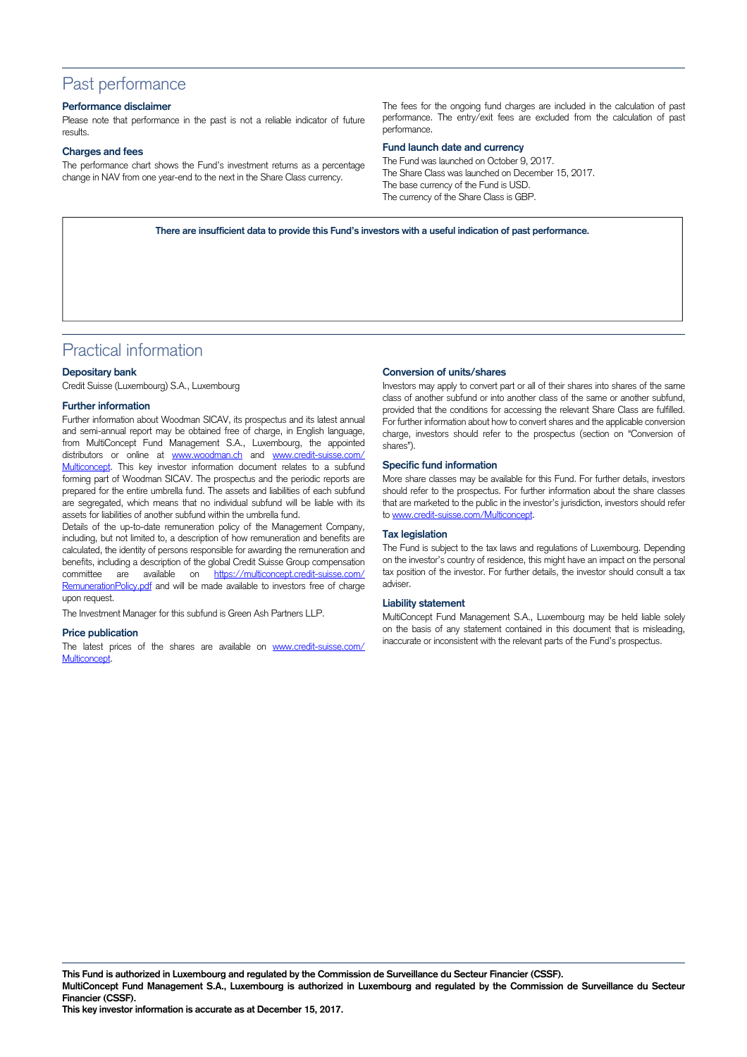## Past performance

### Performance disclaimer

Please note that performance in the past is not a reliable indicator of future results.

### Charges and fees

The performance chart shows the Fund's investment returns as a percentage change in NAV from one year-end to the next in the Share Class currency.

The fees for the ongoing fund charges are included in the calculation of past performance. The entry/exit fees are excluded from the calculation of past performance.

### Fund launch date and currency

The Fund was launched on October 9, 2017.
The Share Class was launched on December 15, 2017.
The base currency of the Fund is USD.
The currency of the Share Class is GBP.

**There are insufficient data to provide this Fund's investors with a useful indication of past performance.**

## Practical information

### Depositary bank

Credit Suisse (Luxembourg) S.A., Luxembourg

### Further information

Further information about Woodman SICAV, its prospectus and its latest annual and semi-annual report may be obtained free of charge, in English language, from MultiConcept Fund Management S.A., Luxembourg, the appointed distributors or online at www.woodman.ch and www.credit-suisse.com/Multiconcept. This key investor information document relates to a subfund forming part of Woodman SICAV. The prospectus and the periodic reports are prepared for the entire umbrella fund. The assets and liabilities of each subfund are segregated, which means that no individual subfund will be liable with its assets for liabilities of another subfund within the umbrella fund.
Details of the up-to-date remuneration policy of the Management Company, including, but not limited to, a description of how remuneration and benefits are calculated, the identity of persons responsible for awarding the remuneration and benefits, including a description of the global Credit Suisse Group compensation committee are available on https://multiconcept.credit-suisse.com/RemunerationPolicy.pdf and will be made available to investors free of charge upon request.

The Investment Manager for this subfund is Green Ash Partners LLP.

### Price publication

The latest prices of the shares are available on www.credit-suisse.com/Multiconcept.

### Conversion of units/shares

Investors may apply to convert part or all of their shares into shares of the same class of another subfund or into another class of the same or another subfund, provided that the conditions for accessing the relevant Share Class are fulfilled. For further information about how to convert shares and the applicable conversion charge, investors should refer to the prospectus (section on "Conversion of shares").

### Specific fund information

More share classes may be available for this Fund. For further details, investors should refer to the prospectus. For further information about the share classes that are marketed to the public in the investor's jurisdiction, investors should refer to www.credit-suisse.com/Multiconcept.

### Tax legislation

The Fund is subject to the tax laws and regulations of Luxembourg. Depending on the investor's country of residence, this might have an impact on the personal tax position of the investor. For further details, the investor should consult a tax adviser.

### Liability statement

MultiConcept Fund Management S.A., Luxembourg may be held liable solely on the basis of any statement contained in this document that is misleading, inaccurate or inconsistent with the relevant parts of the Fund's prospectus.

**This Fund is authorized in Luxembourg and regulated by the Commission de Surveillance du Secteur Financier (CSSF).**
**MultiConcept Fund Management S.A., Luxembourg is authorized in Luxembourg and regulated by the Commission de Surveillance du Secteur Financier (CSSF).**
**This key investor information is accurate as at December 15, 2017.**